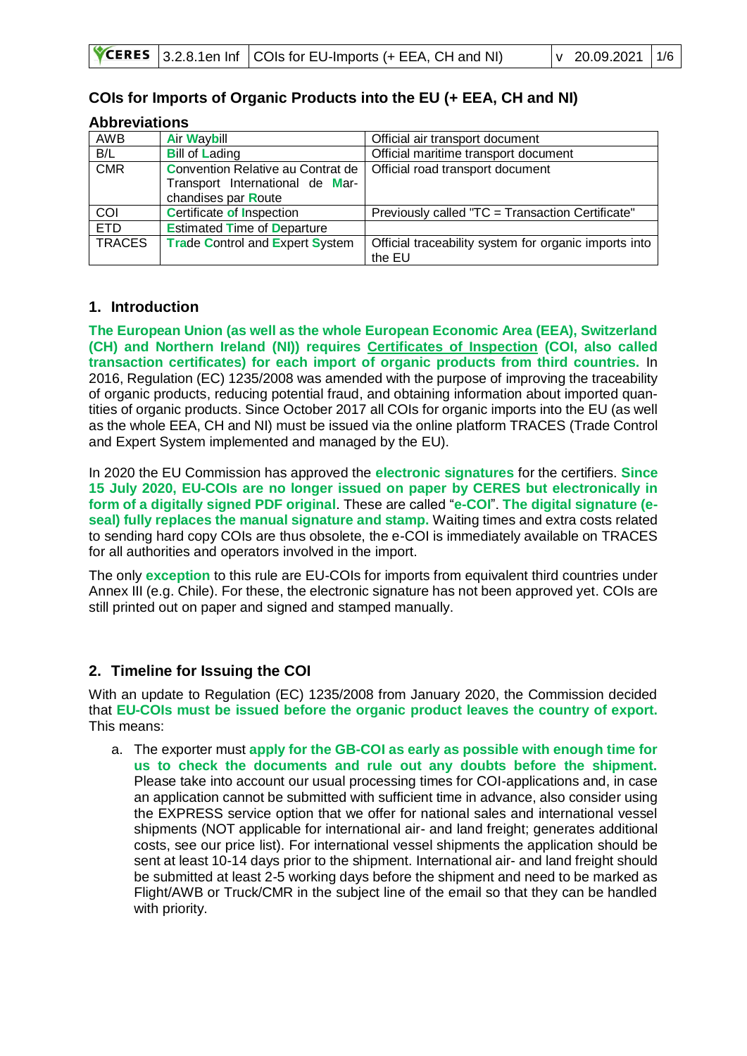# COIs for Imports of Organic Products into the EU (+ EEA, CH and NI)

## Abbreviations

| | | |
|---|---|---|
| AWB | **A**ir **Wayb**ill | Official air transport document |
| B/L | **B**ill of **L**ading | Official maritime transport document |
| CMR | **C**onvention Relative au Contrat de Transport International de **M**archandises par **R**oute | Official road transport document |
| COI | **C**ertificate **of I**nspection | Previously called "TC = Transaction Certificate" |
| ETD | **E**stimated **T**ime of **D**eparture | |
| TRACES | **Tra**de **C**ontrol and **E**xpert **S**ystem | Official traceability system for organic imports into the EU |

## 1. Introduction

**The European Union (as well as the whole European Economic Area (EEA), Switzerland (CH) and Northern Ireland (NI)) requires Certificates of Inspection (COI, also called transaction certificates) for each import of organic products from third countries.** In 2016, Regulation (EC) 1235/2008 was amended with the purpose of improving the traceability of organic products, reducing potential fraud, and obtaining information about imported quantities of organic products. Since October 2017 all COIs for organic imports into the EU (as well as the whole EEA, CH and NI) must be issued via the online platform TRACES (Trade Control and Expert System implemented and managed by the EU).

In 2020 the EU Commission has approved the **electronic signatures** for the certifiers. **Since 15 July 2020, EU-COIs are no longer issued on paper by CERES but electronically in form of a digitally signed PDF original**. These are called "**e-COI**". **The digital signature (e-seal) fully replaces the manual signature and stamp.** Waiting times and extra costs related to sending hard copy COIs are thus obsolete, the e-COI is immediately available on TRACES for all authorities and operators involved in the import.

The only **exception** to this rule are EU-COIs for imports from equivalent third countries under Annex III (e.g. Chile). For these, the electronic signature has not been approved yet. COIs are still printed out on paper and signed and stamped manually.

## 2. Timeline for Issuing the COI

With an update to Regulation (EC) 1235/2008 from January 2020, the Commission decided that **EU-COIs must be issued before the organic product leaves the country of export.** This means:

a. The exporter must **apply for the GB-COI as early as possible with enough time for us to check the documents and rule out any doubts before the shipment.** Please take into account our usual processing times for COI-applications and, in case an application cannot be submitted with sufficient time in advance, also consider using the EXPRESS service option that we offer for national sales and international vessel shipments (NOT applicable for international air- and land freight; generates additional costs, see our price list). For international vessel shipments the application should be sent at least 10-14 days prior to the shipment. International air- and land freight should be submitted at least 2-5 working days before the shipment and need to be marked as Flight/AWB or Truck/CMR in the subject line of the email so that they can be handled with priority.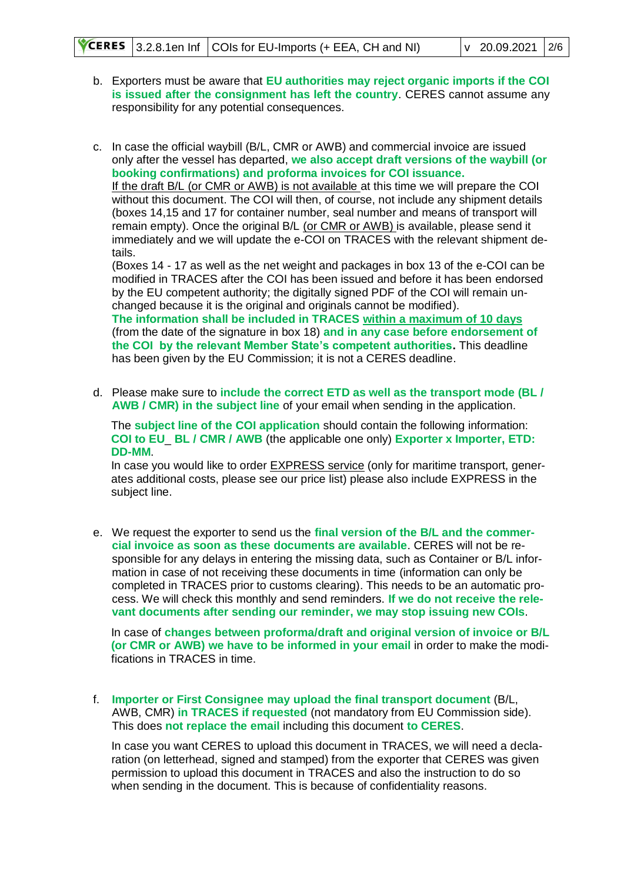b. Exporters must be aware that **EU authorities may reject organic imports if the COI is issued after the consignment has left the country**. CERES cannot assume any responsibility for any potential consequences.

c. In case the official waybill (B/L, CMR or AWB) and commercial invoice are issued only after the vessel has departed, **we also accept draft versions of the waybill (or booking confirmations) and proforma invoices for COI issuance.**
If the draft B/L (or CMR or AWB) is not available at this time we will prepare the COI without this document. The COI will then, of course, not include any shipment details (boxes 14,15 and 17 for container number, seal number and means of transport will remain empty). Once the original B/L (or CMR or AWB) is available, please send it immediately and we will update the e-COI on TRACES with the relevant shipment details.
(Boxes 14 - 17 as well as the net weight and packages in box 13 of the e-COI can be modified in TRACES after the COI has been issued and before it has been endorsed by the EU competent authority; the digitally signed PDF of the COI will remain unchanged because it is the original and originals cannot be modified).
**The information shall be included in TRACES within a maximum of 10 days** (from the date of the signature in box 18) **and in any case before endorsement of the COI by the relevant Member State's competent authorities.** This deadline has been given by the EU Commission; it is not a CERES deadline.

d. Please make sure to **include the correct ETD as well as the transport mode (BL / AWB / CMR) in the subject line** of your email when sending in the application.

   The **subject line of the COI application** should contain the following information: **COI to EU_ BL / CMR / AWB** (the applicable one only) **Exporter x Importer, ETD: DD-MM**.
   In case you would like to order EXPRESS service (only for maritime transport, generates additional costs, please see our price list) please also include EXPRESS in the subject line.

e. We request the exporter to send us the **final version of the B/L and the commercial invoice as soon as these documents are available**. CERES will not be responsible for any delays in entering the missing data, such as Container or B/L information in case of not receiving these documents in time (information can only be completed in TRACES prior to customs clearing). This needs to be an automatic process. We will check this monthly and send reminders. **If we do not receive the relevant documents after sending our reminder, we may stop issuing new COIs**.

   In case of **changes between proforma/draft and original version of invoice or B/L (or CMR or AWB) we have to be informed in your email** in order to make the modifications in TRACES in time.

f. **Importer or First Consignee may upload the final transport document** (B/L, AWB, CMR) **in TRACES if requested** (not mandatory from EU Commission side). This does **not replace the email** including this document **to CERES**.

   In case you want CERES to upload this document in TRACES, we will need a declaration (on letterhead, signed and stamped) from the exporter that CERES was given permission to upload this document in TRACES and also the instruction to do so when sending in the document. This is because of confidentiality reasons.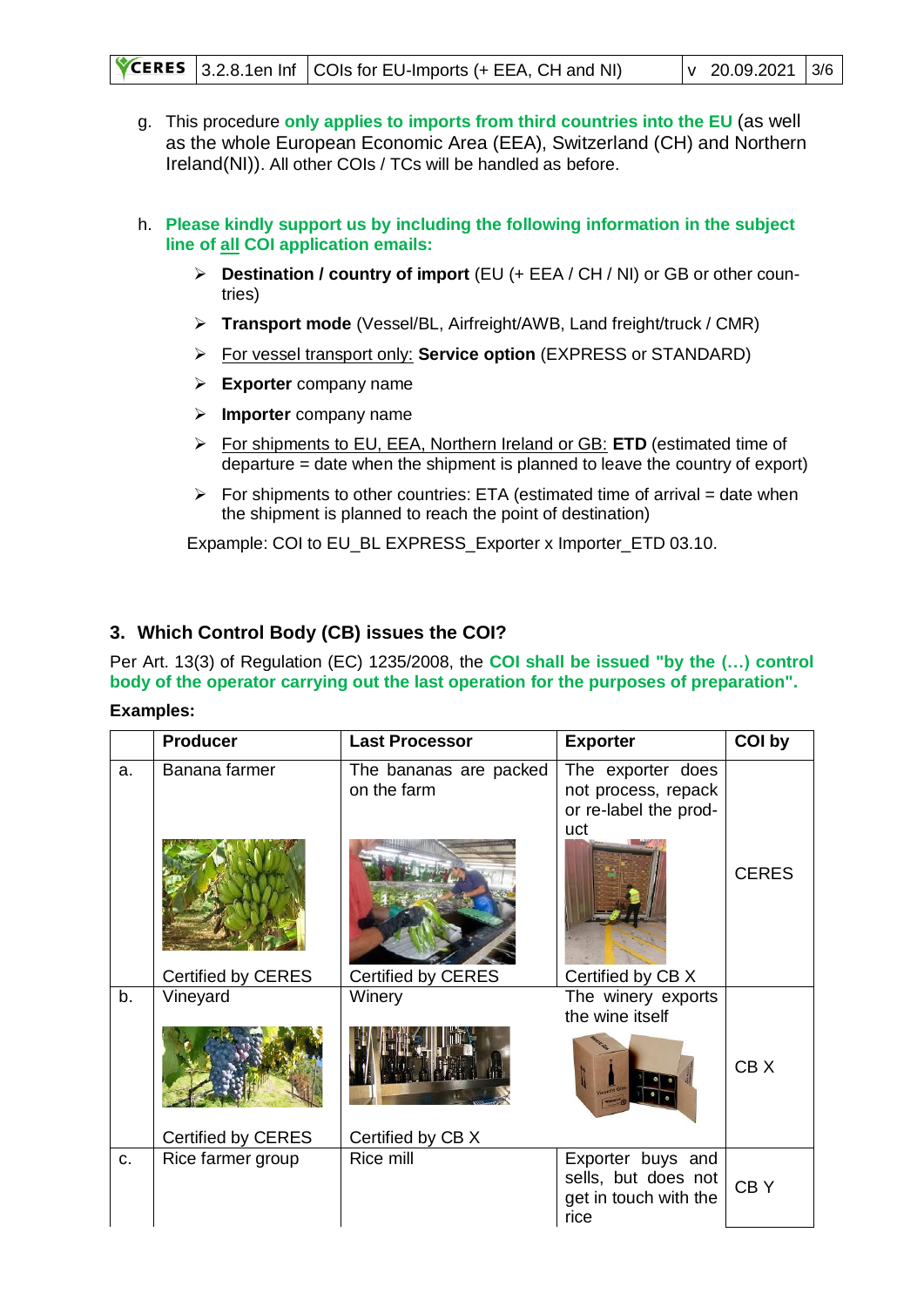g. This procedure **only applies to imports from third countries into the EU** (as well as the whole European Economic Area (EEA), Switzerland (CH) and Northern Ireland(NI)). All other COIs / TCs will be handled as before.

h. **Please kindly support us by including the following information in the subject line of all COI application emails:**

   - **Destination / country of import** (EU (+ EEA / CH / NI) or GB or other countries)
   - **Transport mode** (Vessel/BL, Airfreight/AWB, Land freight/truck / CMR)
   - For vessel transport only: **Service option** (EXPRESS or STANDARD)
   - **Exporter** company name
   - **Importer** company name
   - For shipments to EU, EEA, Northern Ireland or GB: **ETD** (estimated time of departure = date when the shipment is planned to leave the country of export)
   - For shipments to other countries: ETA (estimated time of arrival = date when the shipment is planned to reach the point of destination)

   Expample: COI to EU_BL EXPRESS_Exporter x Importer_ETD 03.10.

## 3. Which Control Body (CB) issues the COI?

Per Art. 13(3) of Regulation (EC) 1235/2008, the **COI shall be issued "by the (…) control body of the operator carrying out the last operation for the purposes of preparation".**

**Examples:**

| | Producer | Last Processor | Exporter | COI by |
|---|---|---|---|---|
| a. | Banana farmer<br>Certified by CERES | The bananas are packed on the farm<br>Certified by CERES | The exporter does not process, repack or re-label the product<br>Certified by CB X | CERES |
| b. | Vineyard<br>Certified by CERES | Winery<br>Certified by CB X | The winery exports the wine itself | CB X |
| c. | Rice farmer group | Rice mill | Exporter buys and sells, but does not get in touch with the rice | CB Y |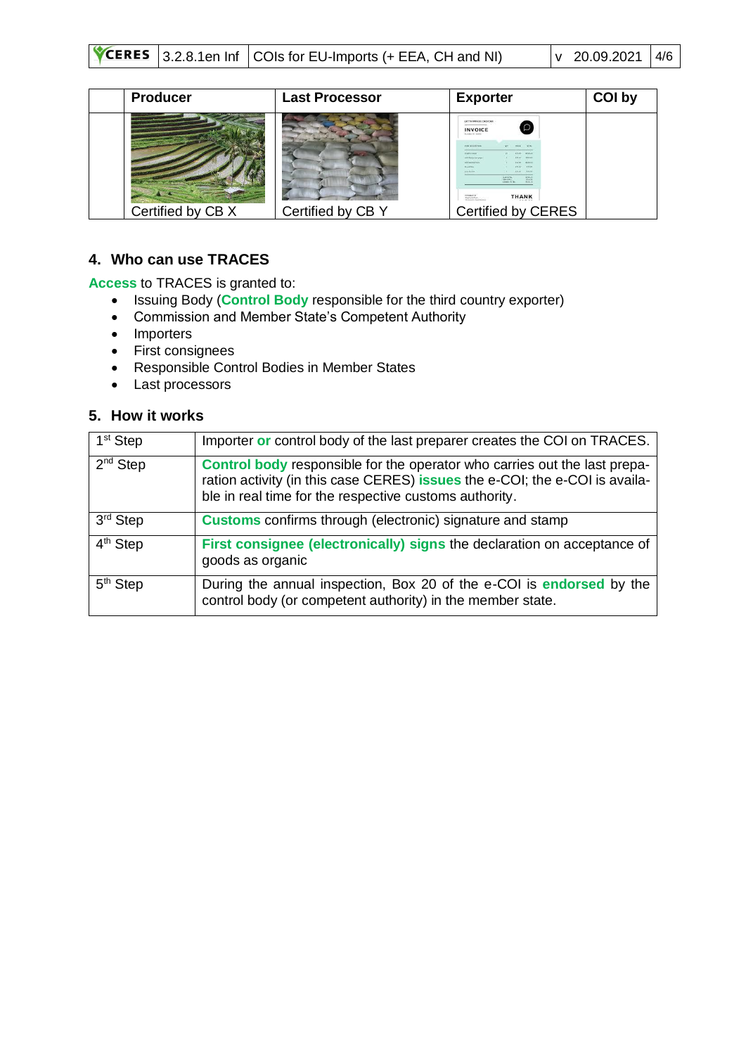| | Producer | Last Processor | Exporter | COI by |
|---|---|---|---|---|
| | Certified by CB X | Certified by CB Y | Certified by CERES | |

## 4. Who can use TRACES

**Access** to TRACES is granted to:

- Issuing Body (**Control Body** responsible for the third country exporter)
- Commission and Member State's Competent Authority
- Importers
- First consignees
- Responsible Control Bodies in Member States
- Last processors

## 5. How it works

| | |
|---|---|
| 1st Step | Importer **or** control body of the last preparer creates the COI on TRACES. |
| 2nd Step | **Control body** responsible for the operator who carries out the last preparation activity (in this case CERES) **issues** the e-COI; the e-COI is available in real time for the respective customs authority. |
| 3rd Step | **Customs** confirms through (electronic) signature and stamp |
| 4th Step | **First consignee (electronically) signs** the declaration on acceptance of goods as organic |
| 5th Step | During the annual inspection, Box 20 of the e-COI is **endorsed** by the control body (or competent authority) in the member state. |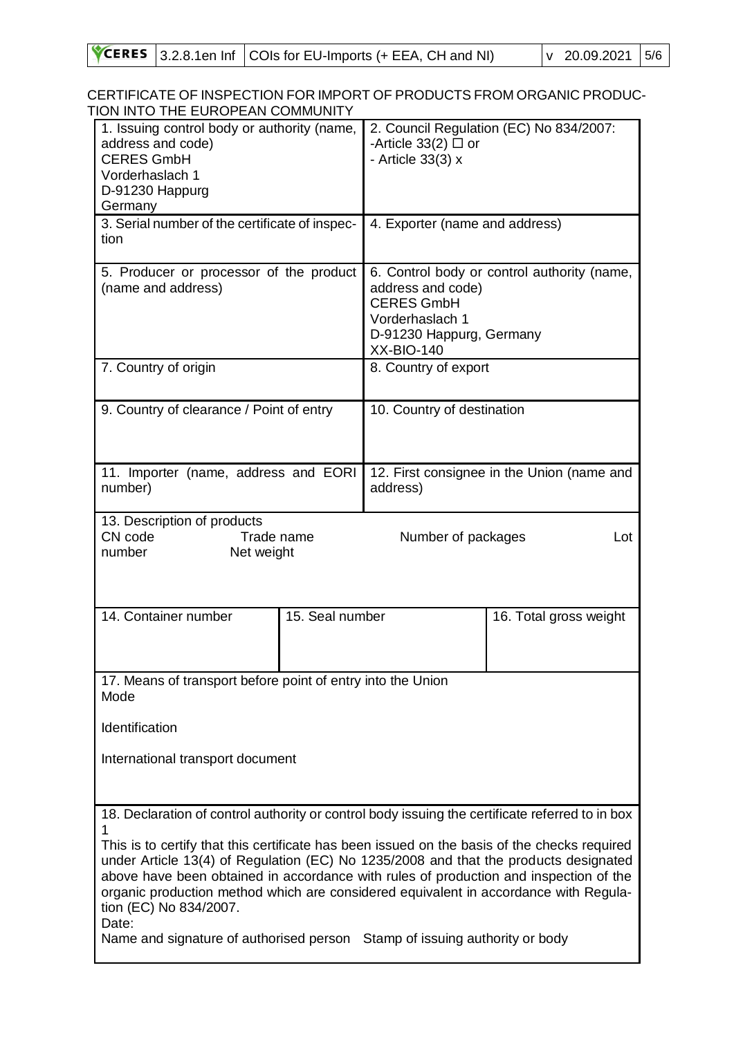CERTIFICATE OF INSPECTION FOR IMPORT OF PRODUCTS FROM ORGANIC PRODUCTION INTO THE EUROPEAN COMMUNITY

| | |
|---|---|
| 1. Issuing control body or authority (name, address and code)<br>CERES GmbH<br>Vorderhaslach 1<br>D-91230 Happurg<br>Germany | 2. Council Regulation (EC) No 834/2007:<br>-Article 33(2) ☐ or<br>- Article 33(3) x |
| 3. Serial number of the certificate of inspection | 4. Exporter (name and address) |
| 5. Producer or processor of the product (name and address) | 6. Control body or control authority (name, address and code)<br>CERES GmbH<br>Vorderhaslach 1<br>D-91230 Happurg, Germany<br>XX-BIO-140 |
| 7. Country of origin | 8. Country of export |
| 9. Country of clearance / Point of entry | 10. Country of destination |
| 11. Importer (name, address and EORI number) | 12. First consignee in the Union (name and address) |

13. Description of products

CN code Trade name Number of packages Lot number Net weight

| 14. Container number | 15. Seal number | 16. Total gross weight |
|---|---|---|
| | | |

17. Means of transport before point of entry into the Union

Mode

Identification

International transport document

18. Declaration of control authority or control body issuing the certificate referred to in box 1

This is to certify that this certificate has been issued on the basis of the checks required under Article 13(4) of Regulation (EC) No 1235/2008 and that the products designated above have been obtained in accordance with rules of production and inspection of the organic production method which are considered equivalent in accordance with Regulation (EC) No 834/2007.

Date:

Name and signature of authorised person Stamp of issuing authority or body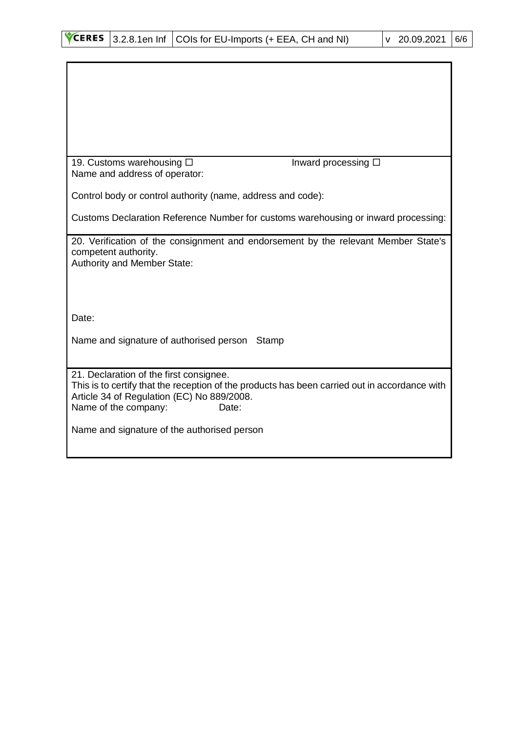19. Customs warehousing ☐ Inward processing ☐

Name and address of operator:

Control body or control authority (name, address and code):

Customs Declaration Reference Number for customs warehousing or inward processing:

20. Verification of the consignment and endorsement by the relevant Member State's competent authority.

Authority and Member State:

Date:

Name and signature of authorised person Stamp

21. Declaration of the first consignee.

This is to certify that the reception of the products has been carried out in accordance with Article 34 of Regulation (EC) No 889/2008.

Name of the company: Date:

Name and signature of the authorised person